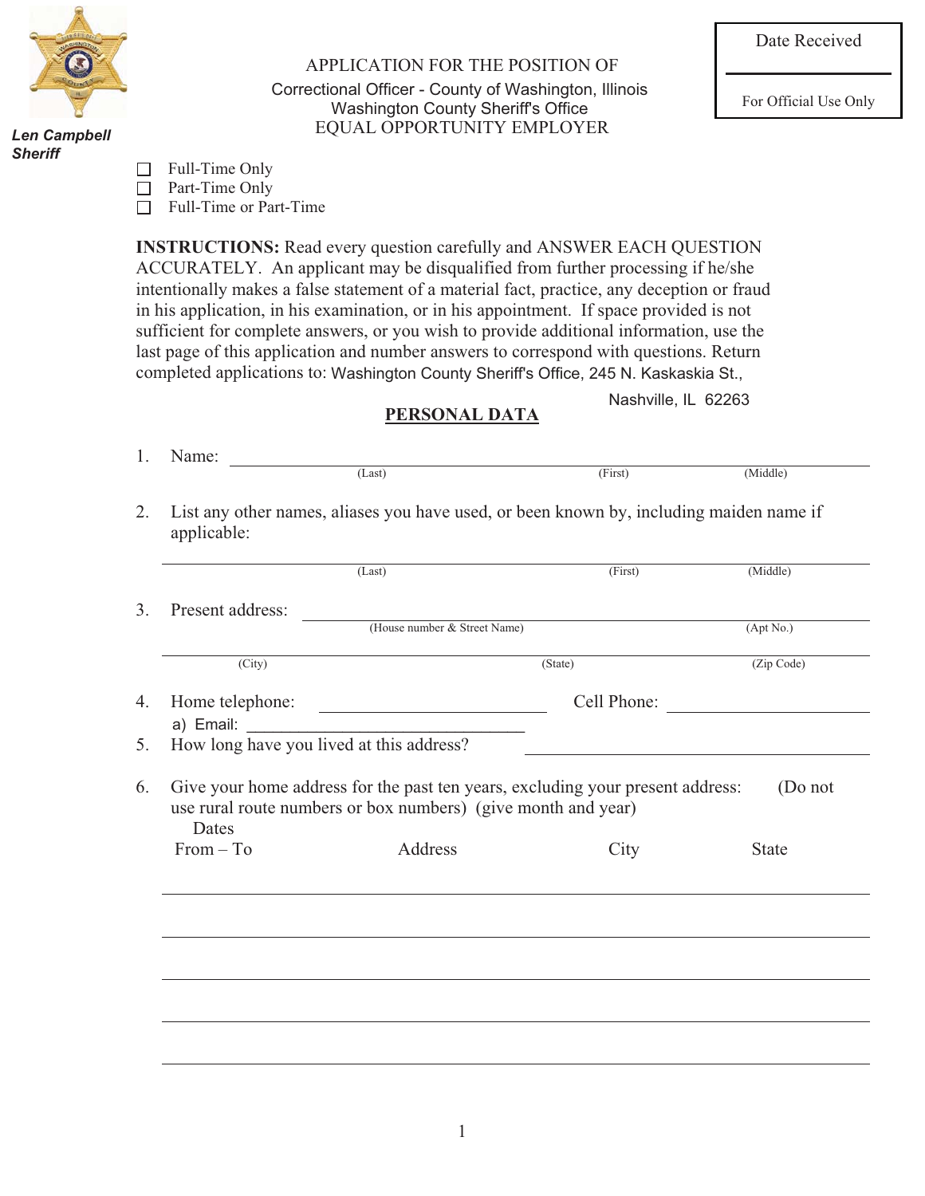Len Campbell
Sheriff

# APPLICATION FOR THE POSITION OF

## Correctional Officer - County of Washington, Illinois
Washington County Sheriff's Office
EQUAL OPPORTUNITY EMPLOYER

| Date Received |
|---|
| For Official Use Only |

☐ Full-Time Only
☐ Part-Time Only
☐ Full-Time or Part-Time

**INSTRUCTIONS:** Read every question carefully and ANSWER EACH QUESTION ACCURATELY. An applicant may be disqualified from further processing if he/she intentionally makes a false statement of a material fact, practice, any deception or fraud in his application, in his examination, or in his appointment. If space provided is not sufficient for complete answers, or you wish to provide additional information, use the last page of this application and number answers to correspond with questions. Return completed applications to: Washington County Sheriff's Office, 245 N. Kaskaskia St., Nashville, IL 62263

## PERSONAL DATA

1. Name: ______________________________________________
   (Last) (First) (Middle)

2. List any other names, aliases you have used, or been known by, including maiden name if applicable:
   ______________________________________________
   (Last) (First) (Middle)

3. Present address: ______________________________________________
   (House number & Street Name) (Apt No.)
   ______________________________________________
   (City) (State) (Zip Code)

4. Home telephone: ____________________ Cell Phone: ____________________
   a) Email: ______________________________

5. How long have you lived at this address? ____________________

6. Give your home address for the past ten years, excluding your present address: (Do not use rural route numbers or box numbers) (give month and year)

| Dates From – To | Address | City | State |
|---|---|---|---|
| | | | |
| | | | |
| | | | |
| | | | |
| | | | |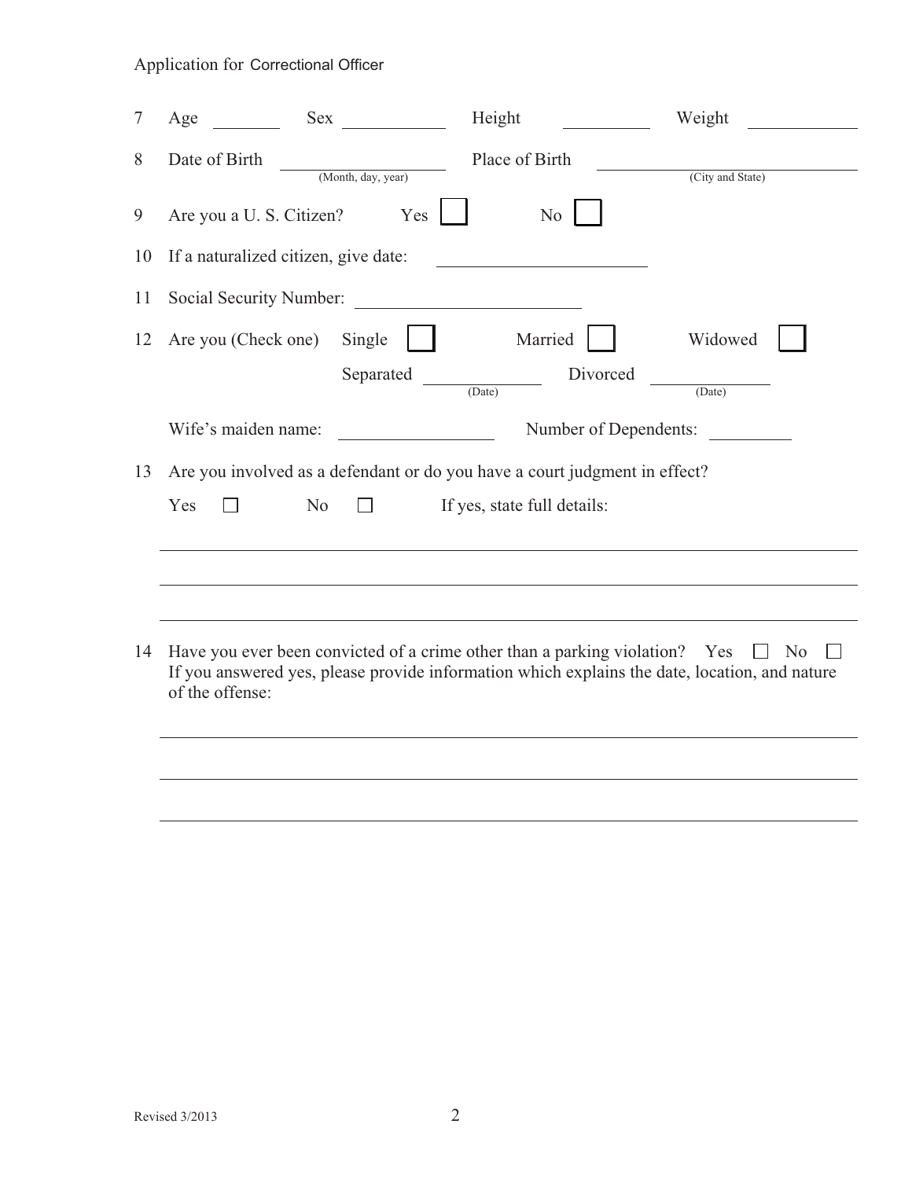Application for Correctional Officer

7 Age ________ Sex ____________ Height __________ Weight ____________

8 Date of Birth ____________________ (Month, day, year) Place of Birth ____________________ (City and State)

9 Are you a U. S. Citizen? Yes ☐ No ☐

10 If a naturalized citizen, give date: ____________________

11 Social Security Number: ____________________

12 Are you (Check one) Single ☐ Married ☐ Widowed ☐

Separated ____________ (Date) Divorced ____________ (Date)

Wife's maiden name: ________________ Number of Dependents: __________

13 Are you involved as a defendant or do you have a court judgment in effect?

Yes ☐ No ☐ If yes, state full details:

______________________________________________________________________

______________________________________________________________________

______________________________________________________________________

14 Have you ever been convicted of a crime other than a parking violation? Yes ☐ No ☐
If you answered yes, please provide information which explains the date, location, and nature of the offense:

______________________________________________________________________

______________________________________________________________________

______________________________________________________________________

Revised 3/2013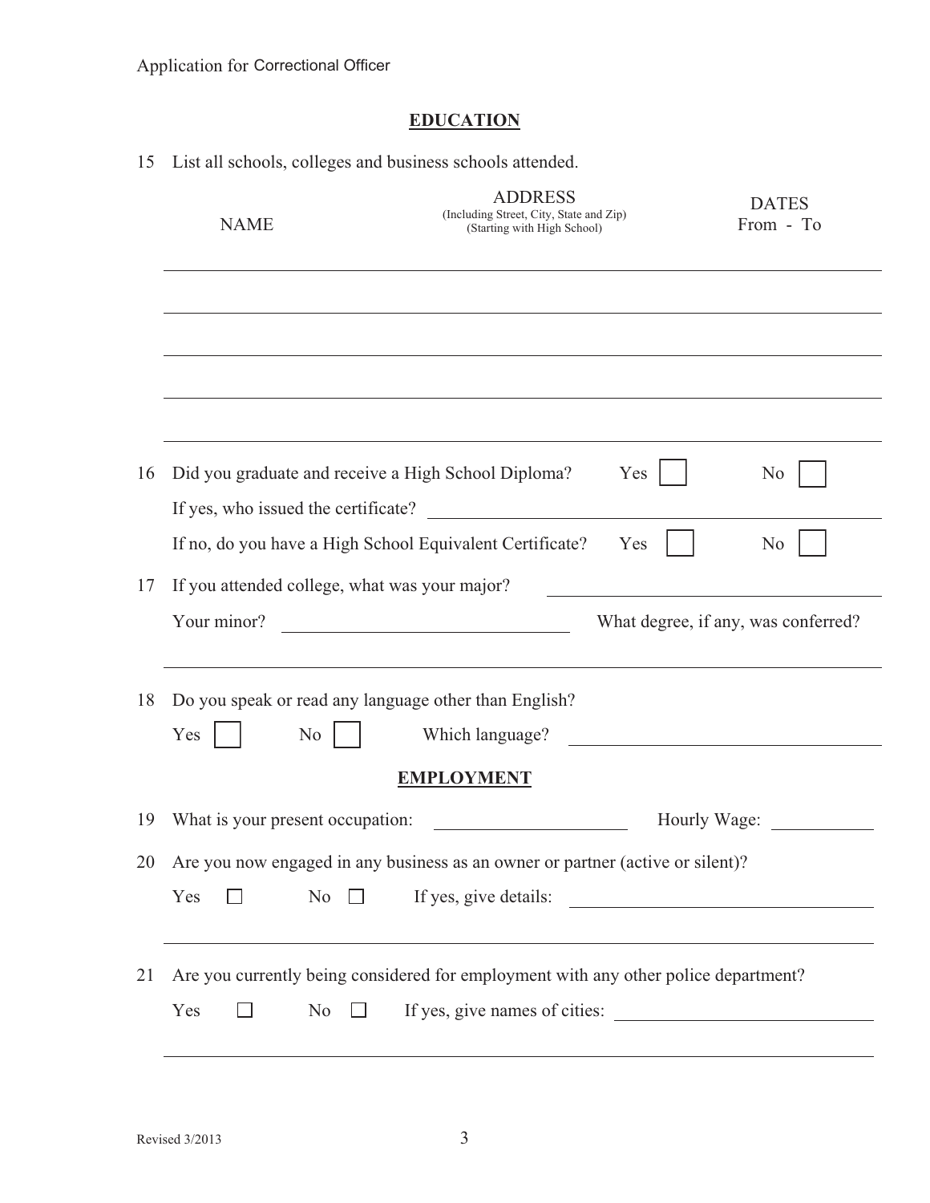Application for Correctional Officer

## EDUCATION

15 List all schools, colleges and business schools attended.

| NAME | ADDRESS (Including Street, City, State and Zip) (Starting with High School) | DATES From - To |
|---|---|---|
| | | |
| | | |
| | | |
| | | |

16 Did you graduate and receive a High School Diploma? Yes ☐ No ☐

If yes, who issued the certificate? ______________________________

If no, do you have a High School Equivalent Certificate? Yes ☐ No ☐

17 If you attended college, what was your major? ______________________________

Your minor? ______________________________ What degree, if any, was conferred?

______________________________

18 Do you speak or read any language other than English?

Yes ☐ No ☐ Which language? ______________________________

## EMPLOYMENT

19 What is your present occupation: ______________________ Hourly Wage: ____________

20 Are you now engaged in any business as an owner or partner (active or silent)?

Yes ☐ No ☐ If yes, give details: ______________________________

______________________________

21 Are you currently being considered for employment with any other police department?

Yes ☐ No ☐ If yes, give names of cities: ______________________________

______________________________

Revised 3/2013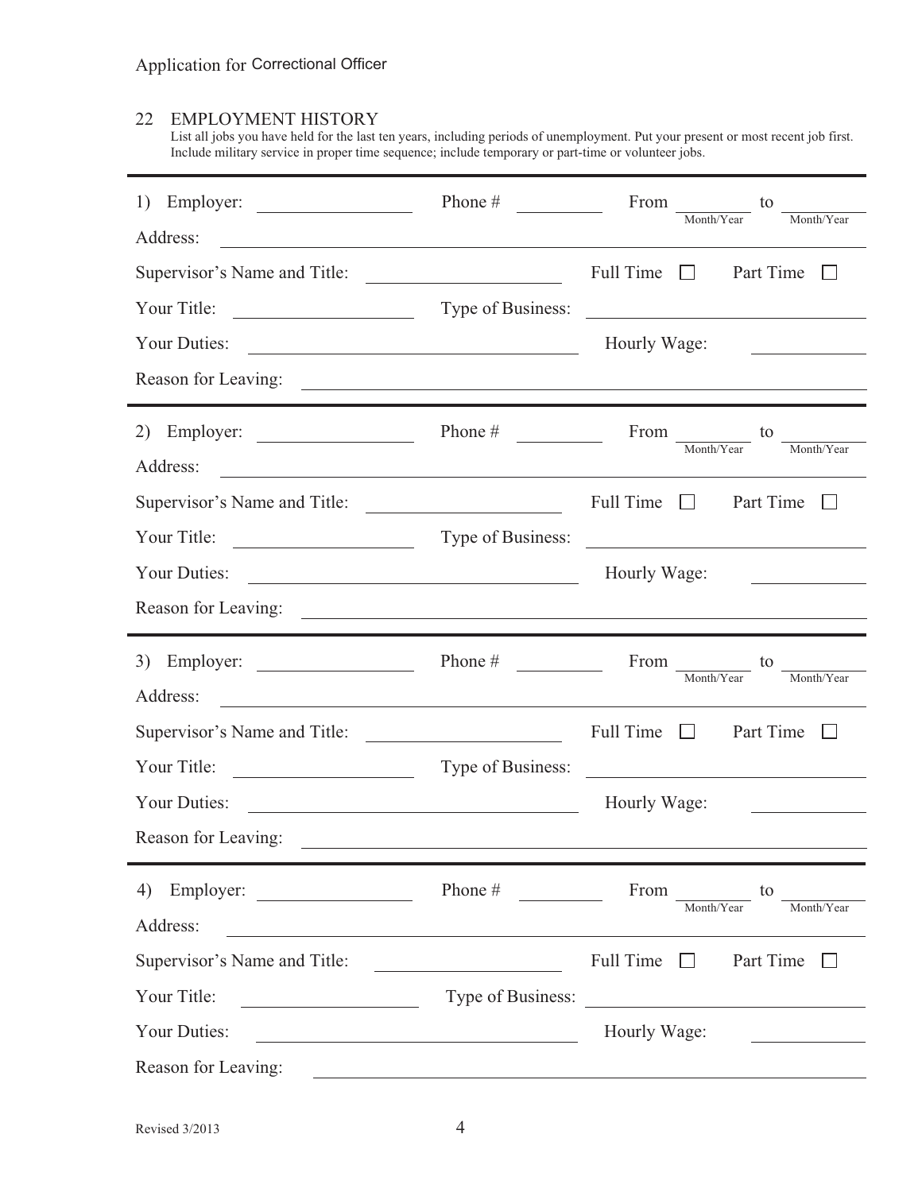Application for Correctional Officer

## 22 EMPLOYMENT HISTORY

List all jobs you have held for the last ten years, including periods of unemployment. Put your present or most recent job first. Include military service in proper time sequence; include temporary or part-time or volunteer jobs.

---

1) Employer: ______________ Phone # __________ From ________ (Month/Year) to ________ (Month/Year)

Address: ______________________________________________

Supervisor's Name and Title: ______________ Full Time ☐ Part Time ☐

Your Title: ______________ Type of Business: ______________

Your Duties: ______________________ Hourly Wage: __________

Reason for Leaving: ______________________________________________

---

2) Employer: ______________ Phone # __________ From ________ (Month/Year) to ________ (Month/Year)

Address: ______________________________________________

Supervisor's Name and Title: ______________ Full Time ☐ Part Time ☐

Your Title: ______________ Type of Business: ______________

Your Duties: ______________________ Hourly Wage: __________

Reason for Leaving: ______________________________________________

---

3) Employer: ______________ Phone # __________ From ________ (Month/Year) to ________ (Month/Year)

Address: ______________________________________________

Supervisor's Name and Title: ______________ Full Time ☐ Part Time ☐

Your Title: ______________ Type of Business: ______________

Your Duties: ______________________ Hourly Wage: __________

Reason for Leaving: ______________________________________________

---

4) Employer: ______________ Phone # __________ From ________ (Month/Year) to ________ (Month/Year)

Address: ______________________________________________

Supervisor's Name and Title: ______________ Full Time ☐ Part Time ☐

Your Title: ______________ Type of Business: ______________

Your Duties: ______________________ Hourly Wage: __________

Reason for Leaving: ______________________________________________

Revised 3/2013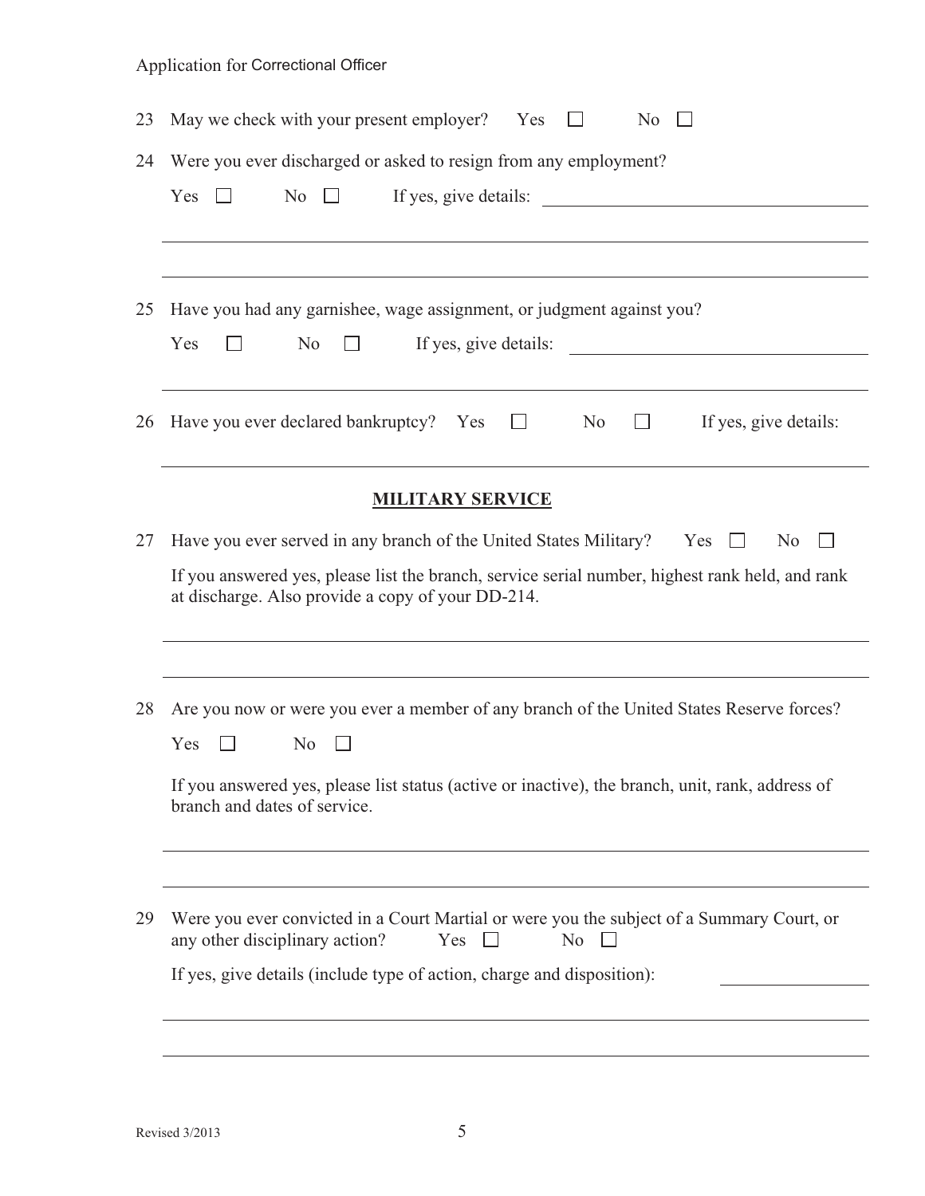23 May we check with your present employer? Yes ☐ No ☐

24 Were you ever discharged or asked to resign from any employment?

Yes ☐ No ☐ If yes, give details: \_\_\_\_\_\_\_\_\_\_\_\_\_\_\_\_\_\_\_\_\_\_\_\_\_\_\_\_\_\_

\_\_\_\_\_\_\_\_\_\_\_\_\_\_\_\_\_\_\_\_\_\_\_\_\_\_\_\_\_\_\_\_\_\_\_\_\_\_\_\_\_\_\_\_\_\_\_\_\_\_\_\_\_\_\_\_\_\_\_\_

\_\_\_\_\_\_\_\_\_\_\_\_\_\_\_\_\_\_\_\_\_\_\_\_\_\_\_\_\_\_\_\_\_\_\_\_\_\_\_\_\_\_\_\_\_\_\_\_\_\_\_\_\_\_\_\_\_\_\_\_

25 Have you had any garnishee, wage assignment, or judgment against you?

Yes ☐ No ☐ If yes, give details: \_\_\_\_\_\_\_\_\_\_\_\_\_\_\_\_\_\_\_\_\_\_\_\_\_\_\_\_\_\_

\_\_\_\_\_\_\_\_\_\_\_\_\_\_\_\_\_\_\_\_\_\_\_\_\_\_\_\_\_\_\_\_\_\_\_\_\_\_\_\_\_\_\_\_\_\_\_\_\_\_\_\_\_\_\_\_\_\_\_\_

26 Have you ever declared bankruptcy? Yes ☐ No ☐ If yes, give details:

\_\_\_\_\_\_\_\_\_\_\_\_\_\_\_\_\_\_\_\_\_\_\_\_\_\_\_\_\_\_\_\_\_\_\_\_\_\_\_\_\_\_\_\_\_\_\_\_\_\_\_\_\_\_\_\_\_\_\_\_

## MILITARY SERVICE

27 Have you ever served in any branch of the United States Military? Yes ☐ No ☐

If you answered yes, please list the branch, service serial number, highest rank held, and rank at discharge. Also provide a copy of your DD-214.

\_\_\_\_\_\_\_\_\_\_\_\_\_\_\_\_\_\_\_\_\_\_\_\_\_\_\_\_\_\_\_\_\_\_\_\_\_\_\_\_\_\_\_\_\_\_\_\_\_\_\_\_\_\_\_\_\_\_\_\_

\_\_\_\_\_\_\_\_\_\_\_\_\_\_\_\_\_\_\_\_\_\_\_\_\_\_\_\_\_\_\_\_\_\_\_\_\_\_\_\_\_\_\_\_\_\_\_\_\_\_\_\_\_\_\_\_\_\_\_\_

28 Are you now or were you ever a member of any branch of the United States Reserve forces?

Yes ☐ No ☐

If you answered yes, please list status (active or inactive), the branch, unit, rank, address of branch and dates of service.

\_\_\_\_\_\_\_\_\_\_\_\_\_\_\_\_\_\_\_\_\_\_\_\_\_\_\_\_\_\_\_\_\_\_\_\_\_\_\_\_\_\_\_\_\_\_\_\_\_\_\_\_\_\_\_\_\_\_\_\_

\_\_\_\_\_\_\_\_\_\_\_\_\_\_\_\_\_\_\_\_\_\_\_\_\_\_\_\_\_\_\_\_\_\_\_\_\_\_\_\_\_\_\_\_\_\_\_\_\_\_\_\_\_\_\_\_\_\_\_\_

29 Were you ever convicted in a Court Martial or were you the subject of a Summary Court, or any other disciplinary action? Yes ☐ No ☐

If yes, give details (include type of action, charge and disposition): \_\_\_\_\_\_\_\_\_\_\_\_

\_\_\_\_\_\_\_\_\_\_\_\_\_\_\_\_\_\_\_\_\_\_\_\_\_\_\_\_\_\_\_\_\_\_\_\_\_\_\_\_\_\_\_\_\_\_\_\_\_\_\_\_\_\_\_\_\_\_\_\_

\_\_\_\_\_\_\_\_\_\_\_\_\_\_\_\_\_\_\_\_\_\_\_\_\_\_\_\_\_\_\_\_\_\_\_\_\_\_\_\_\_\_\_\_\_\_\_\_\_\_\_\_\_\_\_\_\_\_\_\_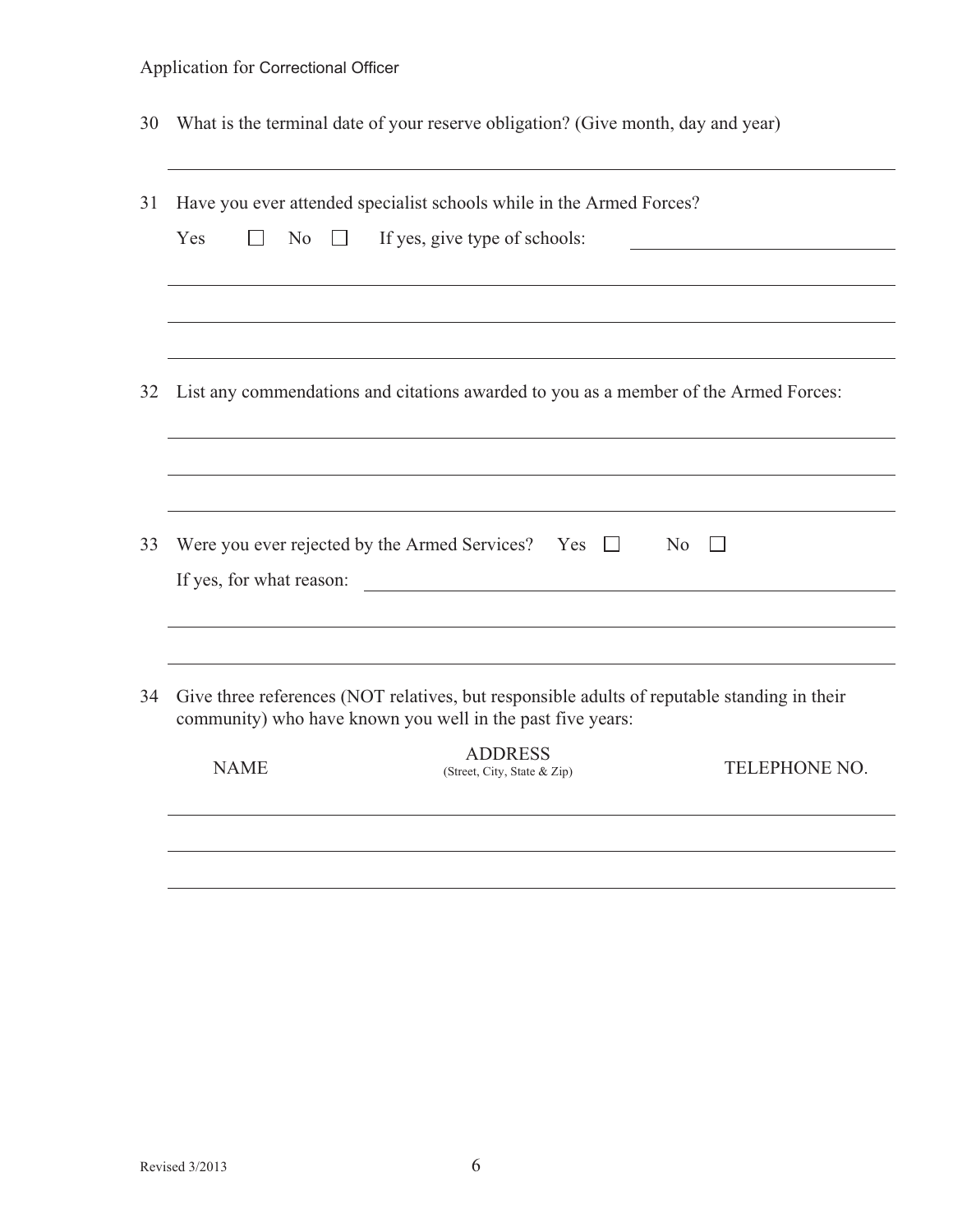30 What is the terminal date of your reserve obligation? (Give month, day and year)

______________________________________________________________________

31 Have you ever attended specialist schools while in the Armed Forces?

Yes ☐ No ☐ If yes, give type of schools: ______________________

______________________________________________________________________

______________________________________________________________________

______________________________________________________________________

32 List any commendations and citations awarded to you as a member of the Armed Forces:

______________________________________________________________________

______________________________________________________________________

______________________________________________________________________

33 Were you ever rejected by the Armed Services? Yes ☐ No ☐

If yes, for what reason: ______________________________________________

______________________________________________________________________

______________________________________________________________________

34 Give three references (NOT relatives, but responsible adults of reputable standing in their community) who have known you well in the past five years:

| NAME | ADDRESS (Street, City, State & Zip) | TELEPHONE NO. |
|---|---|---|
| | | |
| | | |
| | | |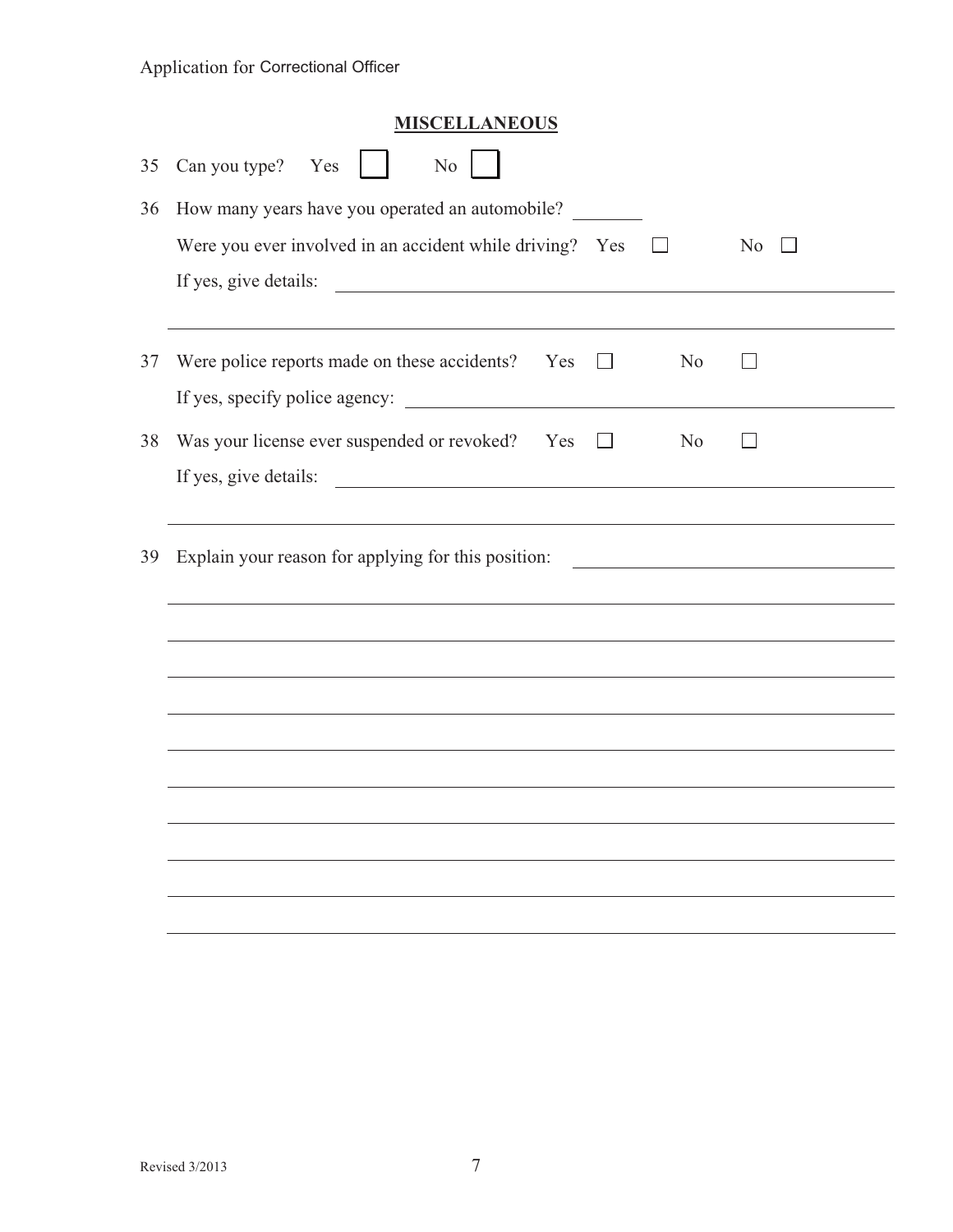Application for Correctional Officer

## MISCELLANEOUS

35 Can you type? Yes ☐ No ☐

36 How many years have you operated an automobile? \_\_\_\_\_\_\_\_

Were you ever involved in an accident while driving? Yes ☐ No ☐

If yes, give details: \_\_\_\_\_\_\_\_\_\_\_\_\_\_\_\_\_\_\_\_\_\_\_\_\_\_\_\_\_\_\_\_\_\_\_\_\_\_\_\_\_\_\_\_\_\_\_\_

\_\_\_\_\_\_\_\_\_\_\_\_\_\_\_\_\_\_\_\_\_\_\_\_\_\_\_\_\_\_\_\_\_\_\_\_\_\_\_\_\_\_\_\_\_\_\_\_\_\_\_\_\_\_\_\_\_\_\_\_\_\_\_\_\_\_\_\_

37 Were police reports made on these accidents? Yes ☐ No ☐

If yes, specify police agency: \_\_\_\_\_\_\_\_\_\_\_\_\_\_\_\_\_\_\_\_\_\_\_\_\_\_\_\_\_\_\_\_\_\_\_\_\_\_\_\_\_\_\_\_

38 Was your license ever suspended or revoked? Yes ☐ No ☐

If yes, give details: \_\_\_\_\_\_\_\_\_\_\_\_\_\_\_\_\_\_\_\_\_\_\_\_\_\_\_\_\_\_\_\_\_\_\_\_\_\_\_\_\_\_\_\_\_\_\_\_

\_\_\_\_\_\_\_\_\_\_\_\_\_\_\_\_\_\_\_\_\_\_\_\_\_\_\_\_\_\_\_\_\_\_\_\_\_\_\_\_\_\_\_\_\_\_\_\_\_\_\_\_\_\_\_\_\_\_\_\_\_\_\_\_\_\_\_\_

39 Explain your reason for applying for this position: \_\_\_\_\_\_\_\_\_\_\_\_\_\_\_\_\_\_\_\_\_\_\_\_\_\_\_\_

\_\_\_\_\_\_\_\_\_\_\_\_\_\_\_\_\_\_\_\_\_\_\_\_\_\_\_\_\_\_\_\_\_\_\_\_\_\_\_\_\_\_\_\_\_\_\_\_\_\_\_\_\_\_\_\_\_\_\_\_\_\_\_\_\_\_\_\_

\_\_\_\_\_\_\_\_\_\_\_\_\_\_\_\_\_\_\_\_\_\_\_\_\_\_\_\_\_\_\_\_\_\_\_\_\_\_\_\_\_\_\_\_\_\_\_\_\_\_\_\_\_\_\_\_\_\_\_\_\_\_\_\_\_\_\_\_

\_\_\_\_\_\_\_\_\_\_\_\_\_\_\_\_\_\_\_\_\_\_\_\_\_\_\_\_\_\_\_\_\_\_\_\_\_\_\_\_\_\_\_\_\_\_\_\_\_\_\_\_\_\_\_\_\_\_\_\_\_\_\_\_\_\_\_\_

\_\_\_\_\_\_\_\_\_\_\_\_\_\_\_\_\_\_\_\_\_\_\_\_\_\_\_\_\_\_\_\_\_\_\_\_\_\_\_\_\_\_\_\_\_\_\_\_\_\_\_\_\_\_\_\_\_\_\_\_\_\_\_\_\_\_\_\_

\_\_\_\_\_\_\_\_\_\_\_\_\_\_\_\_\_\_\_\_\_\_\_\_\_\_\_\_\_\_\_\_\_\_\_\_\_\_\_\_\_\_\_\_\_\_\_\_\_\_\_\_\_\_\_\_\_\_\_\_\_\_\_\_\_\_\_\_

\_\_\_\_\_\_\_\_\_\_\_\_\_\_\_\_\_\_\_\_\_\_\_\_\_\_\_\_\_\_\_\_\_\_\_\_\_\_\_\_\_\_\_\_\_\_\_\_\_\_\_\_\_\_\_\_\_\_\_\_\_\_\_\_\_\_\_\_

\_\_\_\_\_\_\_\_\_\_\_\_\_\_\_\_\_\_\_\_\_\_\_\_\_\_\_\_\_\_\_\_\_\_\_\_\_\_\_\_\_\_\_\_\_\_\_\_\_\_\_\_\_\_\_\_\_\_\_\_\_\_\_\_\_\_\_\_

\_\_\_\_\_\_\_\_\_\_\_\_\_\_\_\_\_\_\_\_\_\_\_\_\_\_\_\_\_\_\_\_\_\_\_\_\_\_\_\_\_\_\_\_\_\_\_\_\_\_\_\_\_\_\_\_\_\_\_\_\_\_\_\_\_\_\_\_

\_\_\_\_\_\_\_\_\_\_\_\_\_\_\_\_\_\_\_\_\_\_\_\_\_\_\_\_\_\_\_\_\_\_\_\_\_\_\_\_\_\_\_\_\_\_\_\_\_\_\_\_\_\_\_\_\_\_\_\_\_\_\_\_\_\_\_\_

Revised 3/2013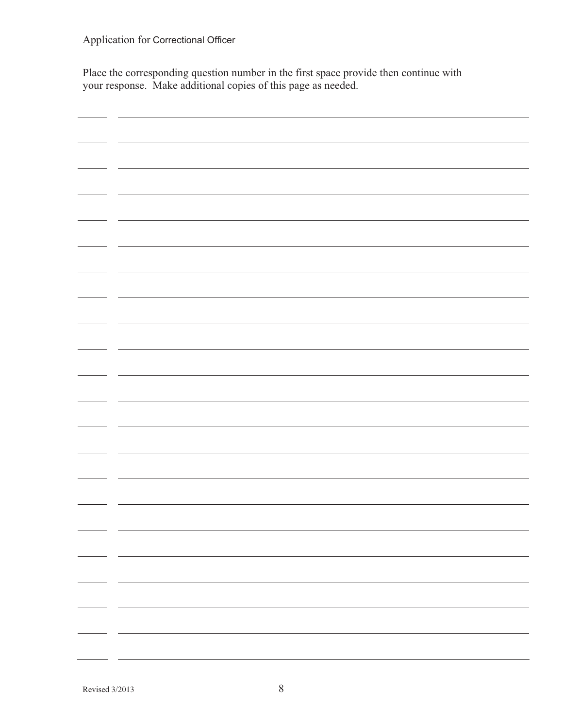Application for Correctional Officer

Place the corresponding question number in the first space provide then continue with your response. Make additional copies of this page as needed.

| | |
|---|---|
| ______ | ________________________________________________________________________ |
| ______ | ________________________________________________________________________ |
| ______ | ________________________________________________________________________ |
| ______ | ________________________________________________________________________ |
| ______ | ________________________________________________________________________ |
| ______ | ________________________________________________________________________ |
| ______ | ________________________________________________________________________ |
| ______ | ________________________________________________________________________ |
| ______ | ________________________________________________________________________ |
| ______ | ________________________________________________________________________ |
| ______ | ________________________________________________________________________ |
| ______ | ________________________________________________________________________ |
| ______ | ________________________________________________________________________ |
| ______ | ________________________________________________________________________ |
| ______ | ________________________________________________________________________ |
| ______ | ________________________________________________________________________ |
| ______ | ________________________________________________________________________ |
| ______ | ________________________________________________________________________ |
| ______ | ________________________________________________________________________ |
| ______ | ________________________________________________________________________ |
| ______ | ________________________________________________________________________ |
| ______ | ________________________________________________________________________ |

Revised 3/2013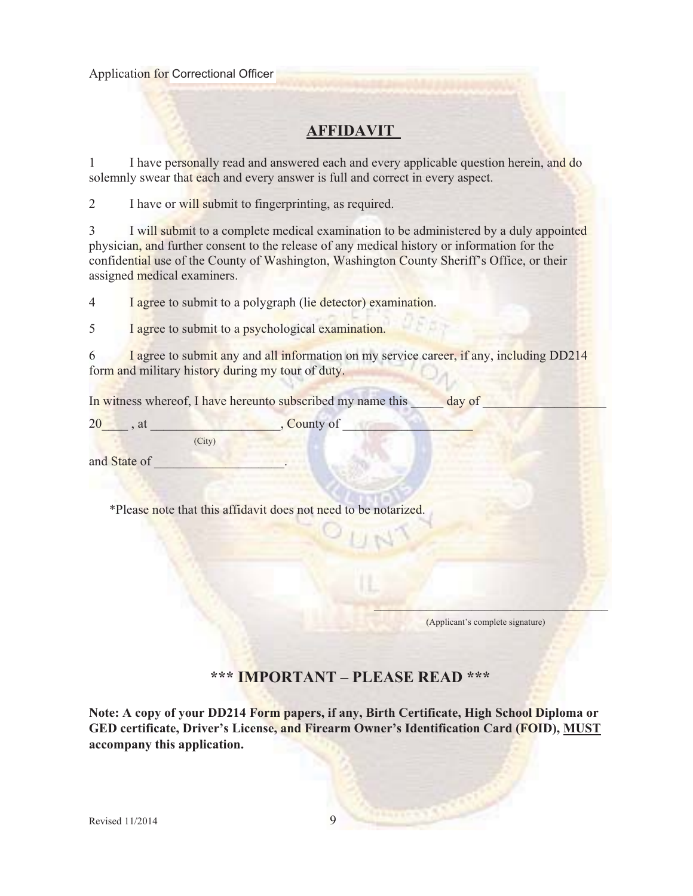Application for Correctional Officer

## AFFIDAVIT

1 I have personally read and answered each and every applicable question herein, and do solemnly swear that each and every answer is full and correct in every aspect.

2 I have or will submit to fingerprinting, as required.

3 I will submit to a complete medical examination to be administered by a duly appointed physician, and further consent to the release of any medical history or information for the confidential use of the County of Washington, Washington County Sheriff's Office, or their assigned medical examiners.

4 I agree to submit to a polygraph (lie detector) examination.

5 I agree to submit to a psychological examination.

6 I agree to submit any and all information on my service career, if any, including DD214 form and military history during my tour of duty.

In witness whereof, I have hereunto subscribed my name this _____ day of ___________________ 20____ , at ___________________, County of ___________________
(City)
and State of ___________________.

*Please note that this affidavit does not need to be notarized.

_______________________________________
(Applicant's complete signature)

## *** IMPORTANT – PLEASE READ ***

**Note: A copy of your DD214 Form papers, if any, Birth Certificate, High School Diploma or GED certificate, Driver's License, and Firearm Owner's Identification Card (FOID), MUST accompany this application.**

Revised 11/2014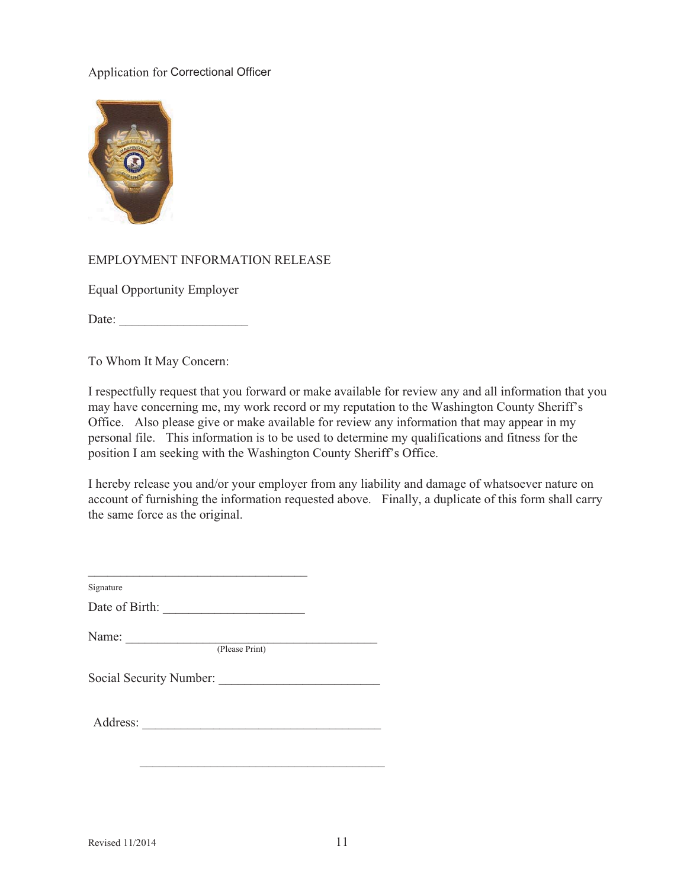Application for Correctional Officer

EMPLOYMENT INFORMATION RELEASE

Equal Opportunity Employer

Date: ____________________

To Whom It May Concern:

I respectfully request that you forward or make available for review any and all information that you may have concerning me, my work record or my reputation to the Washington County Sheriff's Office. Also please give or make available for review any information that may appear in my personal file. This information is to be used to determine my qualifications and fitness for the position I am seeking with the Washington County Sheriff's Office.

I hereby release you and/or your employer from any liability and damage of whatsoever nature on account of furnishing the information requested above. Finally, a duplicate of this form shall carry the same force as the original.

___________________________________
Signature

Date of Birth: ______________________

Name: ________________________________________
(Please Print)

Social Security Number: ________________________

Address: ______________________________________

______________________________________

Revised 11/2014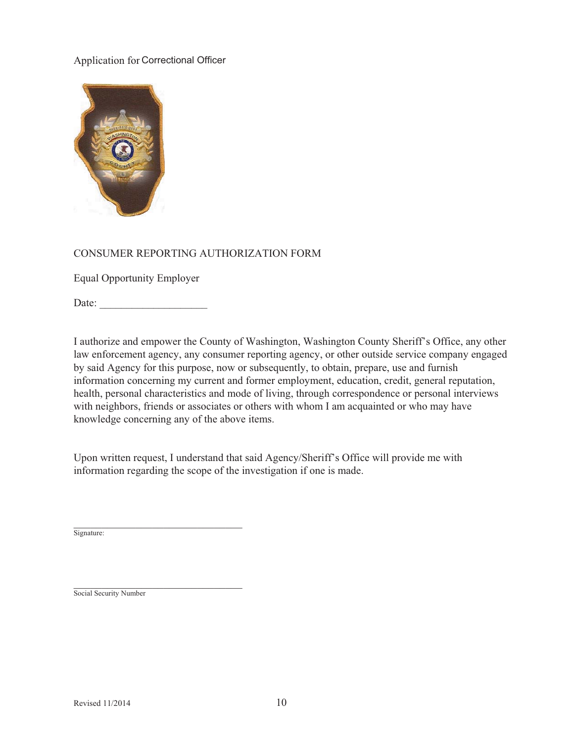Application for Correctional Officer

CONSUMER REPORTING AUTHORIZATION FORM

Equal Opportunity Employer

Date: ____________________

I authorize and empower the County of Washington, Washington County Sheriff's Office, any other law enforcement agency, any consumer reporting agency, or other outside service company engaged by said Agency for this purpose, now or subsequently, to obtain, prepare, use and furnish information concerning my current and former employment, education, credit, general reputation, health, personal characteristics and mode of living, through correspondence or personal interviews with neighbors, friends or associates or others with whom I am acquainted or who may have knowledge concerning any of the above items.

Upon written request, I understand that said Agency/Sheriff's Office will provide me with information regarding the scope of the investigation if one is made.

____________________________________
Signature:

____________________________________
Social Security Number

Revised 11/2014